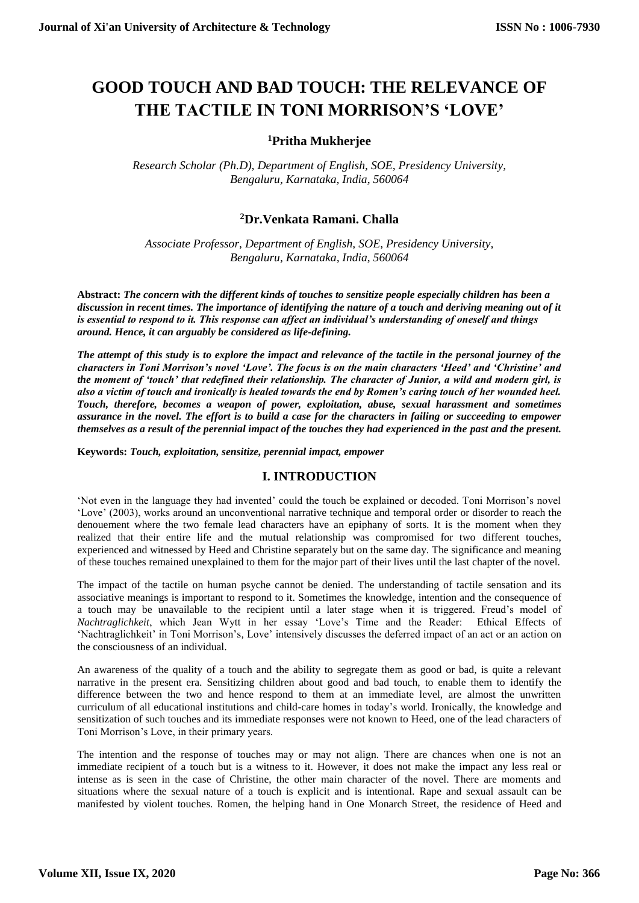# GOOD TOUCH AND BAD TOUCH: THE RELEVANCE OF THE TACTILE IN TONI MORRISON'S 'LOVE'

**[1]Pritha Mukherjee**

*Research Scholar (Ph.D), Department of English, SOE, Presidency University, Bengaluru, Karnataka, India, 560064*

**[2]Dr.Venkata Ramani. Challa**

*Associate Professor, Department of English, SOE, Presidency University, Bengaluru, Karnataka, India, 560064*

**Abstract:** ***The concern with the different kinds of touches to sensitize people especially children has been a discussion in recent times. The importance of identifying the nature of a touch and deriving meaning out of it is essential to respond to it. This response can affect an individual's understanding of oneself and things around. Hence, it can arguably be considered as life-defining.***

***The attempt of this study is to explore the impact and relevance of the tactile in the personal journey of the characters in Toni Morrison's novel 'Love'. The focus is on the main characters 'Heed' and 'Christine' and the moment of 'touch' that redefined their relationship. The character of Junior, a wild and modern girl, is also a victim of touch and ironically is healed towards the end by Romen's caring touch of her wounded heel. Touch, therefore, becomes a weapon of power, exploitation, abuse, sexual harassment and sometimes assurance in the novel. The effort is to build a case for the characters in failing or succeeding to empower themselves as a result of the perennial impact of the touches they had experienced in the past and the present.***

**Keywords:** ***Touch, exploitation, sensitize, perennial impact, empower***

## I. INTRODUCTION

'Not even in the language they had invented' could the touch be explained or decoded. Toni Morrison's novel 'Love' (2003), works around an unconventional narrative technique and temporal order or disorder to reach the denouement where the two female lead characters have an epiphany of sorts. It is the moment when they realized that their entire life and the mutual relationship was compromised for two different touches, experienced and witnessed by Heed and Christine separately but on the same day. The significance and meaning of these touches remained unexplained to them for the major part of their lives until the last chapter of the novel.

The impact of the tactile on human psyche cannot be denied. The understanding of tactile sensation and its associative meanings is important to respond to it. Sometimes the knowledge, intention and the consequence of a touch may be unavailable to the recipient until a later stage when it is triggered. Freud's model of *Nachtraglichkeit*, which Jean Wytt in her essay 'Love's Time and the Reader: Ethical Effects of 'Nachtraglichkeit' in Toni Morrison's, Love' intensively discusses the deferred impact of an act or an action on the consciousness of an individual.

An awareness of the quality of a touch and the ability to segregate them as good or bad, is quite a relevant narrative in the present era. Sensitizing children about good and bad touch, to enable them to identify the difference between the two and hence respond to them at an immediate level, are almost the unwritten curriculum of all educational institutions and child-care homes in today's world. Ironically, the knowledge and sensitization of such touches and its immediate responses were not known to Heed, one of the lead characters of Toni Morrison's Love, in their primary years.

The intention and the response of touches may or may not align. There are chances when one is not an immediate recipient of a touch but is a witness to it. However, it does not make the impact any less real or intense as is seen in the case of Christine, the other main character of the novel. There are moments and situations where the sexual nature of a touch is explicit and is intentional. Rape and sexual assault can be manifested by violent touches. Romen, the helping hand in One Monarch Street, the residence of Heed and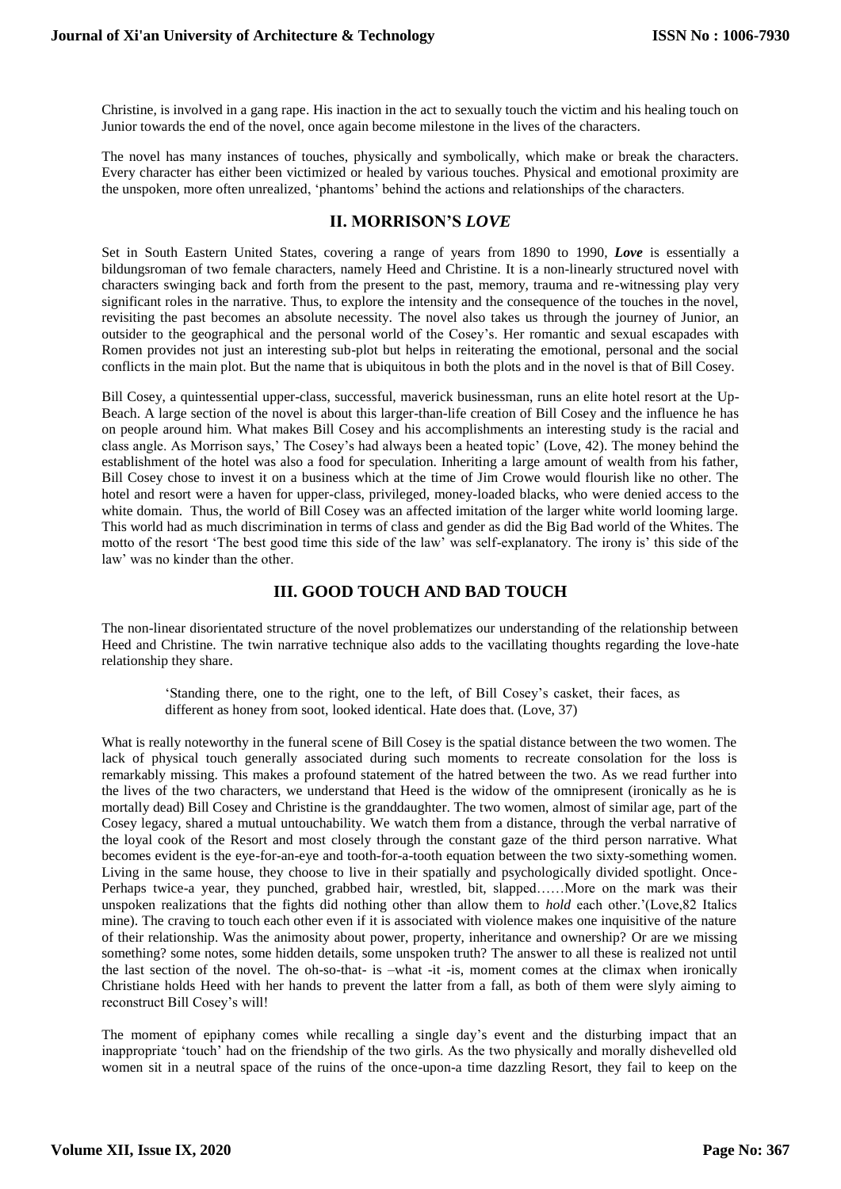Christine, is involved in a gang rape. His inaction in the act to sexually touch the victim and his healing touch on Junior towards the end of the novel, once again become milestone in the lives of the characters.

The novel has many instances of touches, physically and symbolically, which make or break the characters. Every character has either been victimized or healed by various touches. Physical and emotional proximity are the unspoken, more often unrealized, 'phantoms' behind the actions and relationships of the characters.

## II. MORRISON'S *LOVE*

Set in South Eastern United States, covering a range of years from 1890 to 1990, ***Love*** is essentially a bildungsroman of two female characters, namely Heed and Christine. It is a non-linearly structured novel with characters swinging back and forth from the present to the past, memory, trauma and re-witnessing play very significant roles in the narrative. Thus, to explore the intensity and the consequence of the touches in the novel, revisiting the past becomes an absolute necessity. The novel also takes us through the journey of Junior, an outsider to the geographical and the personal world of the Cosey's. Her romantic and sexual escapades with Romen provides not just an interesting sub-plot but helps in reiterating the emotional, personal and the social conflicts in the main plot. But the name that is ubiquitous in both the plots and in the novel is that of Bill Cosey.

Bill Cosey, a quintessential upper-class, successful, maverick businessman, runs an elite hotel resort at the Up-Beach. A large section of the novel is about this larger-than-life creation of Bill Cosey and the influence he has on people around him. What makes Bill Cosey and his accomplishments an interesting study is the racial and class angle. As Morrison says,' The Cosey's had always been a heated topic' (Love, 42). The money behind the establishment of the hotel was also a food for speculation. Inheriting a large amount of wealth from his father, Bill Cosey chose to invest it on a business which at the time of Jim Crowe would flourish like no other. The hotel and resort were a haven for upper-class, privileged, money-loaded blacks, who were denied access to the white domain. Thus, the world of Bill Cosey was an affected imitation of the larger white world looming large. This world had as much discrimination in terms of class and gender as did the Big Bad world of the Whites. The motto of the resort 'The best good time this side of the law' was self-explanatory. The irony is' this side of the law' was no kinder than the other.

## III. GOOD TOUCH AND BAD TOUCH

The non-linear disorientated structure of the novel problematizes our understanding of the relationship between Heed and Christine. The twin narrative technique also adds to the vacillating thoughts regarding the love-hate relationship they share.

> 'Standing there, one to the right, one to the left, of Bill Cosey's casket, their faces, as different as honey from soot, looked identical. Hate does that. (Love, 37)

What is really noteworthy in the funeral scene of Bill Cosey is the spatial distance between the two women. The lack of physical touch generally associated during such moments to recreate consolation for the loss is remarkably missing. This makes a profound statement of the hatred between the two. As we read further into the lives of the two characters, we understand that Heed is the widow of the omnipresent (ironically as he is mortally dead) Bill Cosey and Christine is the granddaughter. The two women, almost of similar age, part of the Cosey legacy, shared a mutual untouchability. We watch them from a distance, through the verbal narrative of the loyal cook of the Resort and most closely through the constant gaze of the third person narrative. What becomes evident is the eye-for-an-eye and tooth-for-a-tooth equation between the two sixty-something women. Living in the same house, they choose to live in their spatially and psychologically divided spotlight. Once-Perhaps twice-a year, they punched, grabbed hair, wrestled, bit, slapped……More on the mark was their unspoken realizations that the fights did nothing other than allow them to *hold* each other.'(Love,82 Italics mine). The craving to touch each other even if it is associated with violence makes one inquisitive of the nature of their relationship. Was the animosity about power, property, inheritance and ownership? Or are we missing something? some notes, some hidden details, some unspoken truth? The answer to all these is realized not until the last section of the novel. The oh-so-that- is –what -it -is, moment comes at the climax when ironically Christiane holds Heed with her hands to prevent the latter from a fall, as both of them were slyly aiming to reconstruct Bill Cosey's will!

The moment of epiphany comes while recalling a single day's event and the disturbing impact that an inappropriate 'touch' had on the friendship of the two girls. As the two physically and morally dishevelled old women sit in a neutral space of the ruins of the once-upon-a time dazzling Resort, they fail to keep on the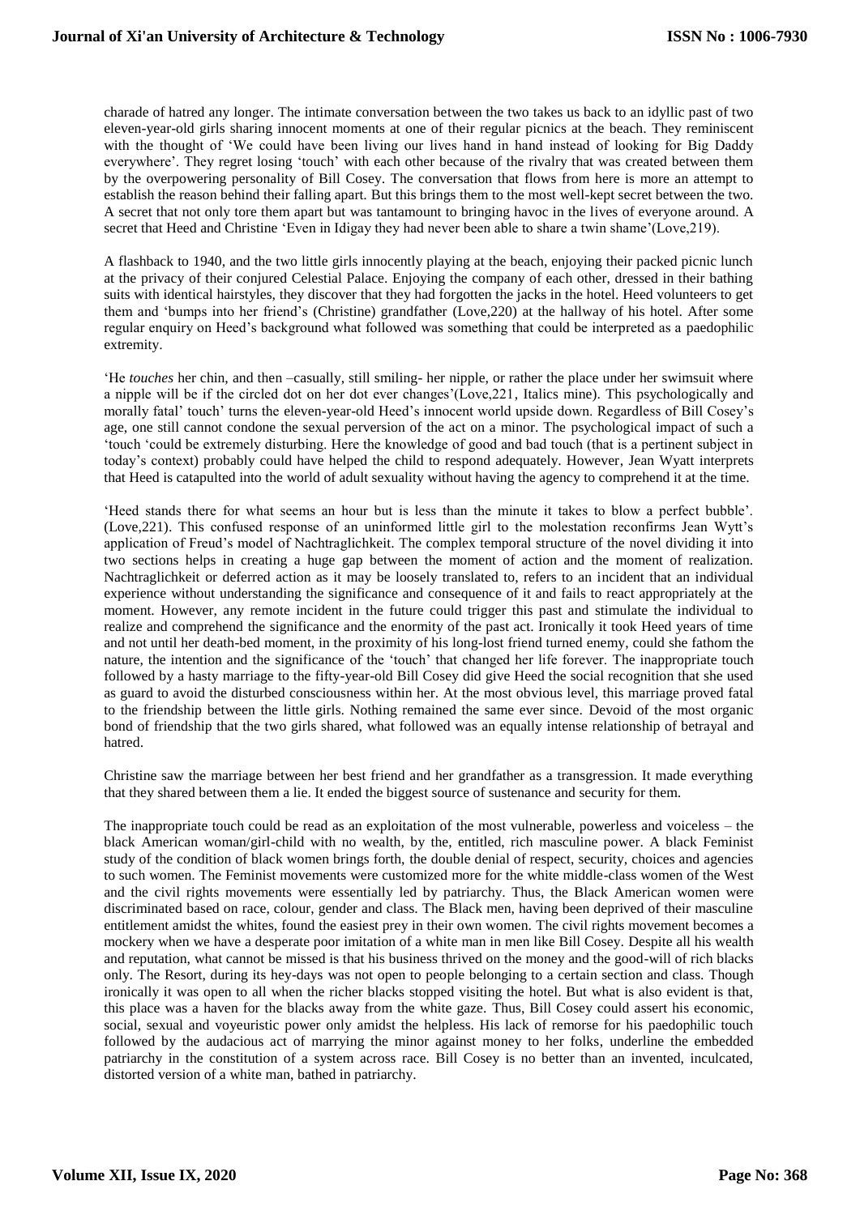charade of hatred any longer. The intimate conversation between the two takes us back to an idyllic past of two eleven-year-old girls sharing innocent moments at one of their regular picnics at the beach. They reminiscent with the thought of 'We could have been living our lives hand in hand instead of looking for Big Daddy everywhere'. They regret losing 'touch' with each other because of the rivalry that was created between them by the overpowering personality of Bill Cosey. The conversation that flows from here is more an attempt to establish the reason behind their falling apart. But this brings them to the most well-kept secret between the two. A secret that not only tore them apart but was tantamount to bringing havoc in the lives of everyone around. A secret that Heed and Christine 'Even in Idigay they had never been able to share a twin shame'(Love,219).

A flashback to 1940, and the two little girls innocently playing at the beach, enjoying their packed picnic lunch at the privacy of their conjured Celestial Palace. Enjoying the company of each other, dressed in their bathing suits with identical hairstyles, they discover that they had forgotten the jacks in the hotel. Heed volunteers to get them and 'bumps into her friend's (Christine) grandfather (Love,220) at the hallway of his hotel. After some regular enquiry on Heed's background what followed was something that could be interpreted as a paedophilic extremity.

'He *touches* her chin, and then –casually, still smiling- her nipple, or rather the place under her swimsuit where a nipple will be if the circled dot on her dot ever changes'(Love,221, Italics mine). This psychologically and morally fatal' touch' turns the eleven-year-old Heed's innocent world upside down. Regardless of Bill Cosey's age, one still cannot condone the sexual perversion of the act on a minor. The psychological impact of such a 'touch 'could be extremely disturbing. Here the knowledge of good and bad touch (that is a pertinent subject in today's context) probably could have helped the child to respond adequately. However, Jean Wyatt interprets that Heed is catapulted into the world of adult sexuality without having the agency to comprehend it at the time.

'Heed stands there for what seems an hour but is less than the minute it takes to blow a perfect bubble'. (Love,221). This confused response of an uninformed little girl to the molestation reconfirms Jean Wytt's application of Freud's model of Nachtraglichkeit. The complex temporal structure of the novel dividing it into two sections helps in creating a huge gap between the moment of action and the moment of realization. Nachtraglichkeit or deferred action as it may be loosely translated to, refers to an incident that an individual experience without understanding the significance and consequence of it and fails to react appropriately at the moment. However, any remote incident in the future could trigger this past and stimulate the individual to realize and comprehend the significance and the enormity of the past act. Ironically it took Heed years of time and not until her death-bed moment, in the proximity of his long-lost friend turned enemy, could she fathom the nature, the intention and the significance of the 'touch' that changed her life forever. The inappropriate touch followed by a hasty marriage to the fifty-year-old Bill Cosey did give Heed the social recognition that she used as guard to avoid the disturbed consciousness within her. At the most obvious level, this marriage proved fatal to the friendship between the little girls. Nothing remained the same ever since. Devoid of the most organic bond of friendship that the two girls shared, what followed was an equally intense relationship of betrayal and hatred.

Christine saw the marriage between her best friend and her grandfather as a transgression. It made everything that they shared between them a lie. It ended the biggest source of sustenance and security for them.

The inappropriate touch could be read as an exploitation of the most vulnerable, powerless and voiceless – the black American woman/girl-child with no wealth, by the, entitled, rich masculine power. A black Feminist study of the condition of black women brings forth, the double denial of respect, security, choices and agencies to such women. The Feminist movements were customized more for the white middle-class women of the West and the civil rights movements were essentially led by patriarchy. Thus, the Black American women were discriminated based on race, colour, gender and class. The Black men, having been deprived of their masculine entitlement amidst the whites, found the easiest prey in their own women. The civil rights movement becomes a mockery when we have a desperate poor imitation of a white man in men like Bill Cosey. Despite all his wealth and reputation, what cannot be missed is that his business thrived on the money and the good-will of rich blacks only. The Resort, during its hey-days was not open to people belonging to a certain section and class. Though ironically it was open to all when the richer blacks stopped visiting the hotel. But what is also evident is that, this place was a haven for the blacks away from the white gaze. Thus, Bill Cosey could assert his economic, social, sexual and voyeuristic power only amidst the helpless. His lack of remorse for his paedophilic touch followed by the audacious act of marrying the minor against money to her folks, underline the embedded patriarchy in the constitution of a system across race. Bill Cosey is no better than an invented, inculcated, distorted version of a white man, bathed in patriarchy.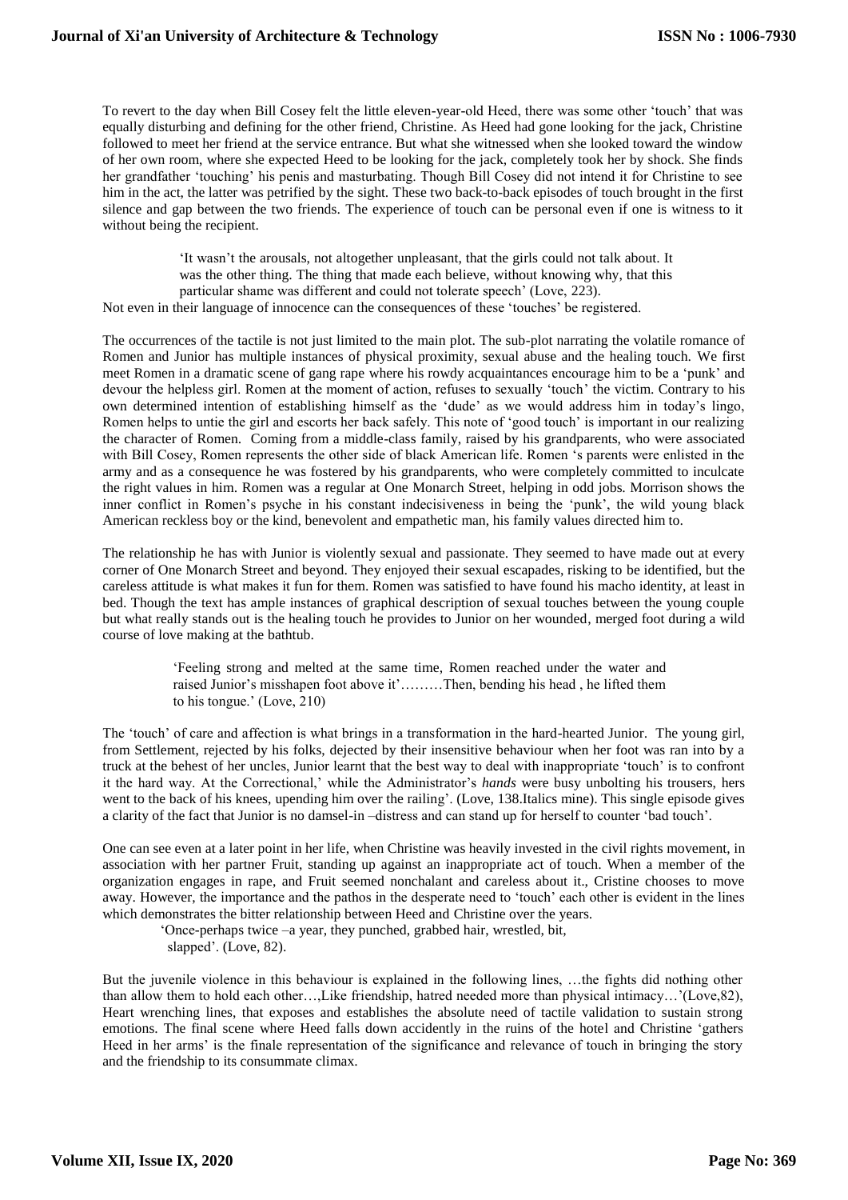To revert to the day when Bill Cosey felt the little eleven-year-old Heed, there was some other 'touch' that was equally disturbing and defining for the other friend, Christine. As Heed had gone looking for the jack, Christine followed to meet her friend at the service entrance. But what she witnessed when she looked toward the window of her own room, where she expected Heed to be looking for the jack, completely took her by shock. She finds her grandfather 'touching' his penis and masturbating. Though Bill Cosey did not intend it for Christine to see him in the act, the latter was petrified by the sight. These two back-to-back episodes of touch brought in the first silence and gap between the two friends. The experience of touch can be personal even if one is witness to it without being the recipient.

> 'It wasn't the arousals, not altogether unpleasant, that the girls could not talk about. It was the other thing. The thing that made each believe, without knowing why, that this particular shame was different and could not tolerate speech' (Love, 223).

Not even in their language of innocence can the consequences of these 'touches' be registered.

The occurrences of the tactile is not just limited to the main plot. The sub-plot narrating the volatile romance of Romen and Junior has multiple instances of physical proximity, sexual abuse and the healing touch. We first meet Romen in a dramatic scene of gang rape where his rowdy acquaintances encourage him to be a 'punk' and devour the helpless girl. Romen at the moment of action, refuses to sexually 'touch' the victim. Contrary to his own determined intention of establishing himself as the 'dude' as we would address him in today's lingo, Romen helps to untie the girl and escorts her back safely. This note of 'good touch' is important in our realizing the character of Romen. Coming from a middle-class family, raised by his grandparents, who were associated with Bill Cosey, Romen represents the other side of black American life. Romen 's parents were enlisted in the army and as a consequence he was fostered by his grandparents, who were completely committed to inculcate the right values in him. Romen was a regular at One Monarch Street, helping in odd jobs. Morrison shows the inner conflict in Romen's psyche in his constant indecisiveness in being the 'punk', the wild young black American reckless boy or the kind, benevolent and empathetic man, his family values directed him to.

The relationship he has with Junior is violently sexual and passionate. They seemed to have made out at every corner of One Monarch Street and beyond. They enjoyed their sexual escapades, risking to be identified, but the careless attitude is what makes it fun for them. Romen was satisfied to have found his macho identity, at least in bed. Though the text has ample instances of graphical description of sexual touches between the young couple but what really stands out is the healing touch he provides to Junior on her wounded, merged foot during a wild course of love making at the bathtub.

> 'Feeling strong and melted at the same time, Romen reached under the water and raised Junior's misshapen foot above it'………Then, bending his head , he lifted them to his tongue.' (Love, 210)

The 'touch' of care and affection is what brings in a transformation in the hard-hearted Junior. The young girl, from Settlement, rejected by his folks, dejected by their insensitive behaviour when her foot was ran into by a truck at the behest of her uncles, Junior learnt that the best way to deal with inappropriate 'touch' is to confront it the hard way. At the Correctional,' while the Administrator's *hands* were busy unbolting his trousers, hers went to the back of his knees, upending him over the railing'. (Love, 138.Italics mine). This single episode gives a clarity of the fact that Junior is no damsel-in –distress and can stand up for herself to counter 'bad touch'.

One can see even at a later point in her life, when Christine was heavily invested in the civil rights movement, in association with her partner Fruit, standing up against an inappropriate act of touch. When a member of the organization engages in rape, and Fruit seemed nonchalant and careless about it., Cristine chooses to move away. However, the importance and the pathos in the desperate need to 'touch' each other is evident in the lines which demonstrates the bitter relationship between Heed and Christine over the years.

> 'Once-perhaps twice –a year, they punched, grabbed hair, wrestled, bit, slapped'. (Love, 82).

But the juvenile violence in this behaviour is explained in the following lines, …the fights did nothing other than allow them to hold each other…,Like friendship, hatred needed more than physical intimacy…'(Love,82), Heart wrenching lines, that exposes and establishes the absolute need of tactile validation to sustain strong emotions. The final scene where Heed falls down accidently in the ruins of the hotel and Christine 'gathers Heed in her arms' is the finale representation of the significance and relevance of touch in bringing the story and the friendship to its consummate climax.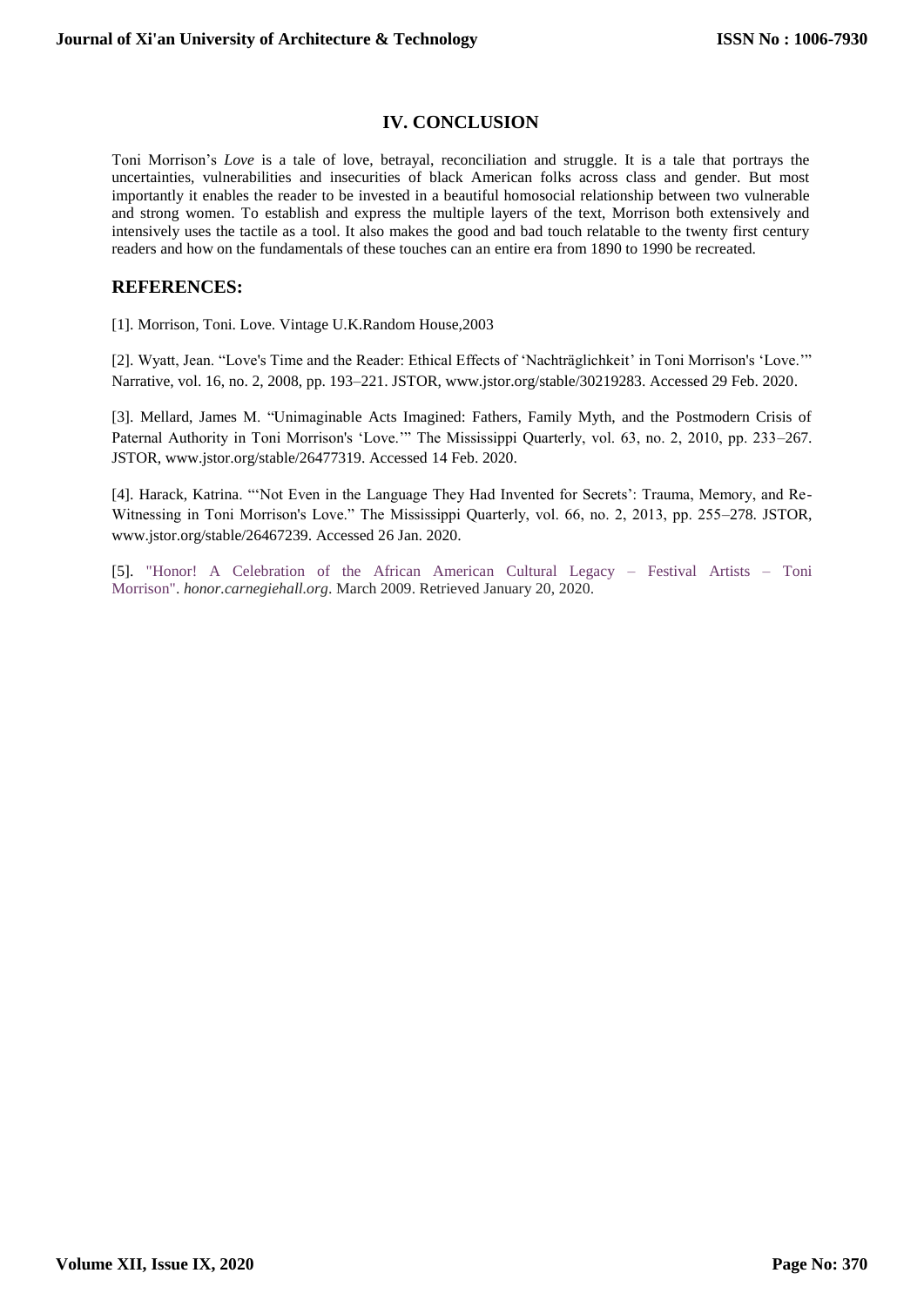## IV. CONCLUSION

Toni Morrison's *Love* is a tale of love, betrayal, reconciliation and struggle. It is a tale that portrays the uncertainties, vulnerabilities and insecurities of black American folks across class and gender. But most importantly it enables the reader to be invested in a beautiful homosocial relationship between two vulnerable and strong women. To establish and express the multiple layers of the text, Morrison both extensively and intensively uses the tactile as a tool. It also makes the good and bad touch relatable to the twenty first century readers and how on the fundamentals of these touches can an entire era from 1890 to 1990 be recreated.

## REFERENCES:

[1]. Morrison, Toni. Love. Vintage U.K.Random House,2003

[2]. Wyatt, Jean. "Love's Time and the Reader: Ethical Effects of 'Nachträglichkeit' in Toni Morrison's 'Love.'" Narrative, vol. 16, no. 2, 2008, pp. 193–221. JSTOR, www.jstor.org/stable/30219283. Accessed 29 Feb. 2020.

[3]. Mellard, James M. "Unimaginable Acts Imagined: Fathers, Family Myth, and the Postmodern Crisis of Paternal Authority in Toni Morrison's 'Love.'" The Mississippi Quarterly, vol. 63, no. 2, 2010, pp. 233–267. JSTOR, www.jstor.org/stable/26477319. Accessed 14 Feb. 2020.

[4]. Harack, Katrina. "'Not Even in the Language They Had Invented for Secrets': Trauma, Memory, and Re-Witnessing in Toni Morrison's Love." The Mississippi Quarterly, vol. 66, no. 2, 2013, pp. 255–278. JSTOR, www.jstor.org/stable/26467239. Accessed 26 Jan. 2020.

[5]. "Honor! A Celebration of the African American Cultural Legacy – Festival Artists – Toni Morrison". *honor.carnegiehall.org*. March 2009. Retrieved January 20, 2020.